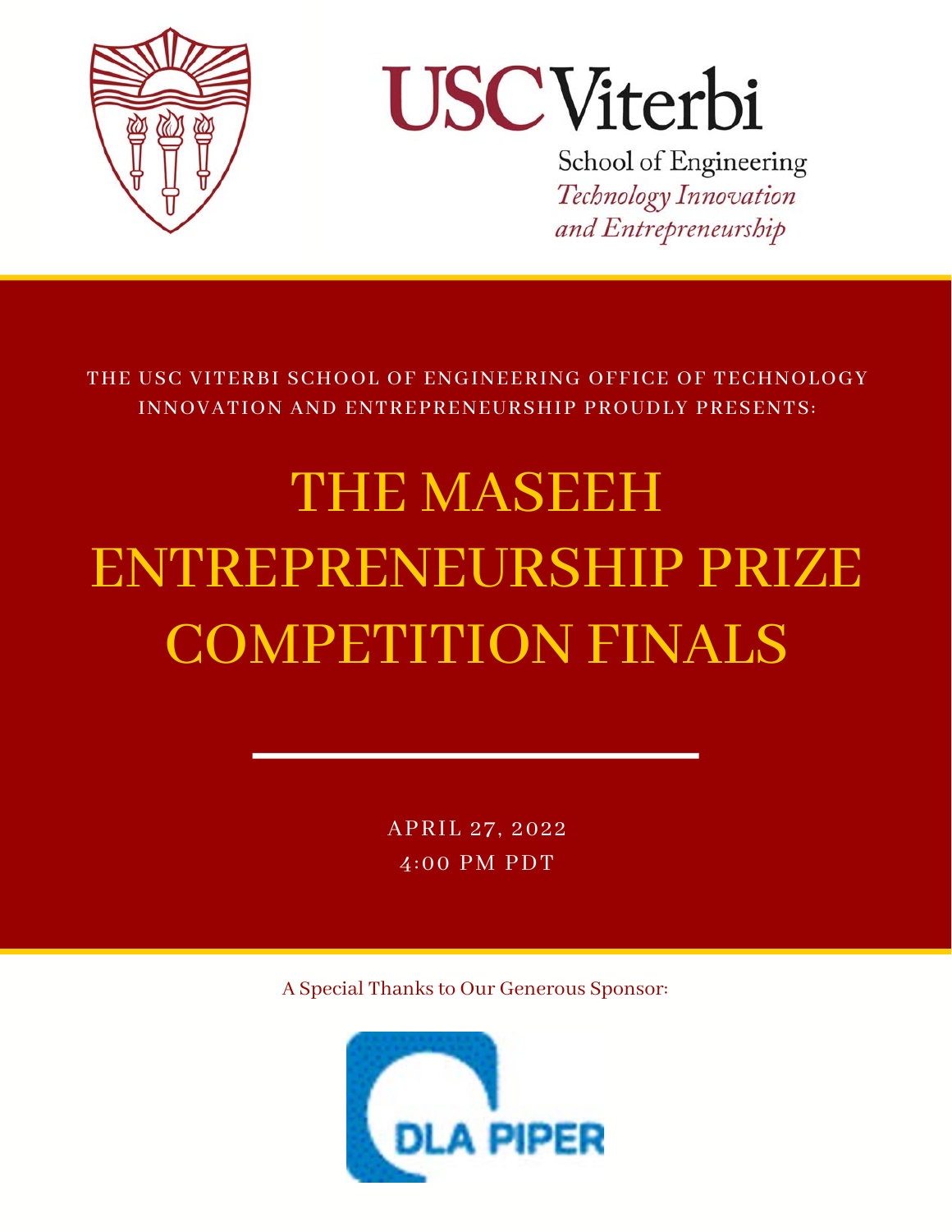USC Viterbi

School of Engineering

*Technology Innovation and Entrepreneurship*

THE USC VITERBI SCHOOL OF ENGINEERING OFFICE OF TECHNOLOGY INNOVATION AND ENTREPRENEURSHIP PROUDLY PRESENTS:

# THE MASEEH ENTREPRENEURSHIP PRIZE COMPETITION FINALS

APRIL 27, 2022

4:00 PM PDT

A Special Thanks to Our Generous Sponsor:

DLA PIPER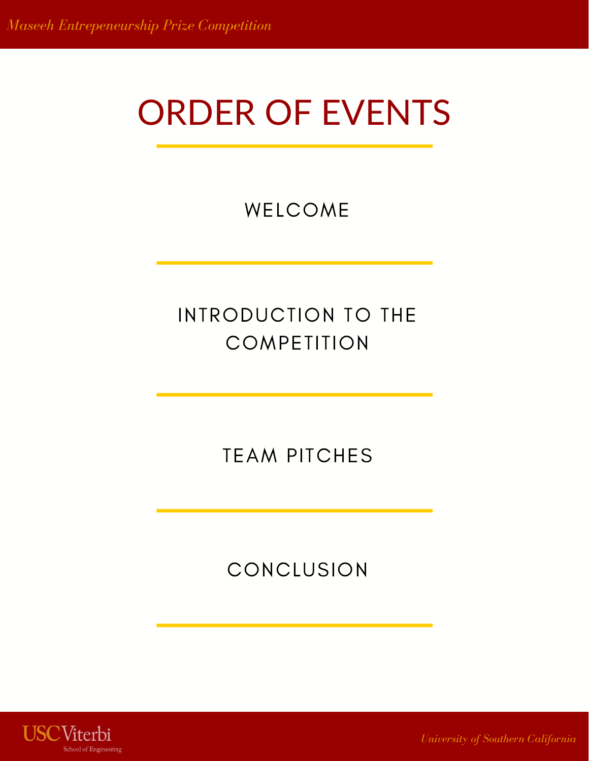# ORDER OF EVENTS

WELCOME

INTRODUCTION TO THE COMPETITION

TEAM PITCHES

CONCLUSION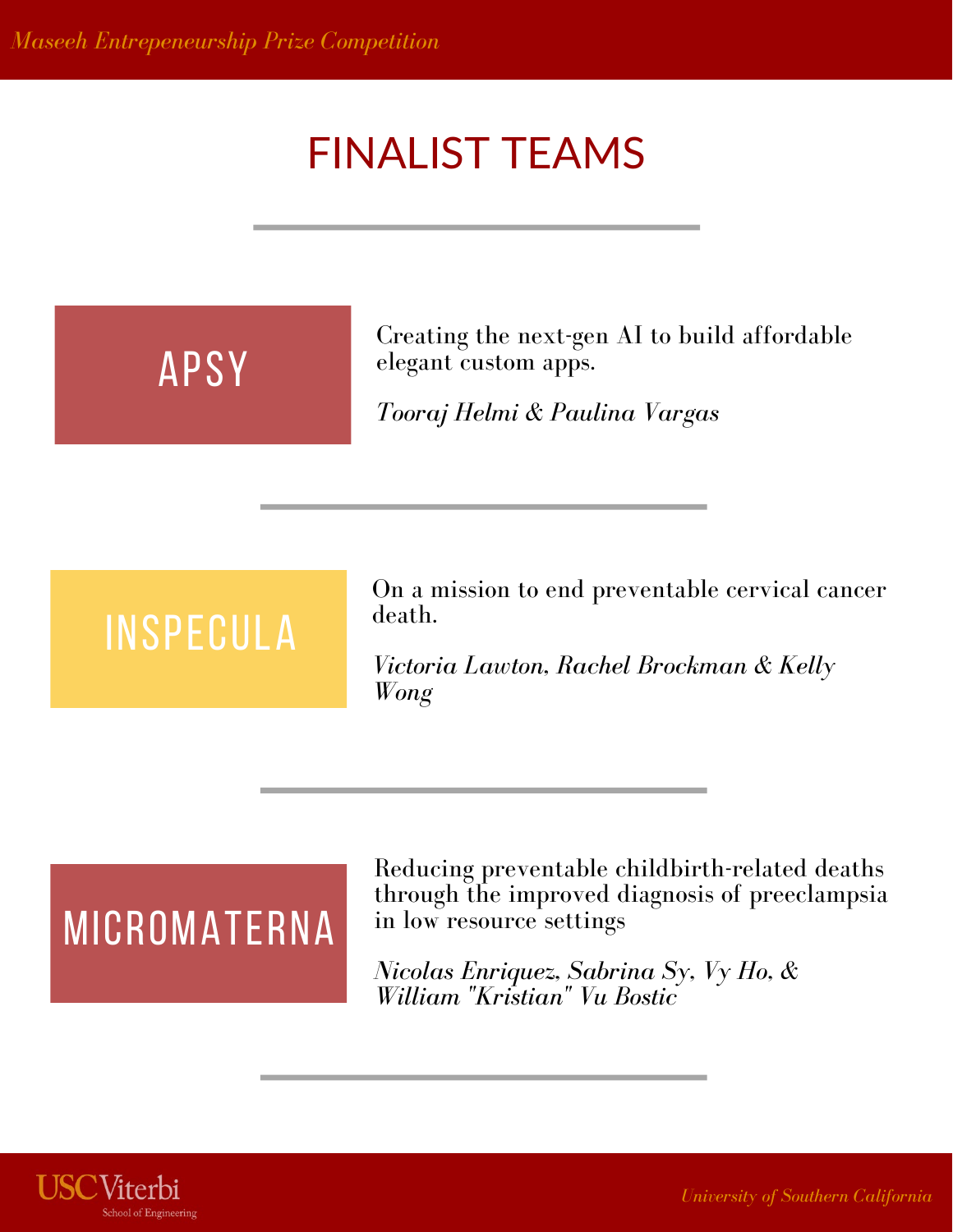# FINALIST TEAMS

## APSY

Creating the next-gen AI to build affordable elegant custom apps.

*Tooraj Helmi & Paulina Vargas*

## INSPECULA

On a mission to end preventable cervical cancer death.

*Victoria Lawton, Rachel Brockman & Kelly Wong*

## MICROMATERNA

Reducing preventable childbirth-related deaths through the improved diagnosis of preeclampsia in low resource settings

*Nicolas Enriquez, Sabrina Sy, Vy Ho, & William "Kristian" Vu Bostic*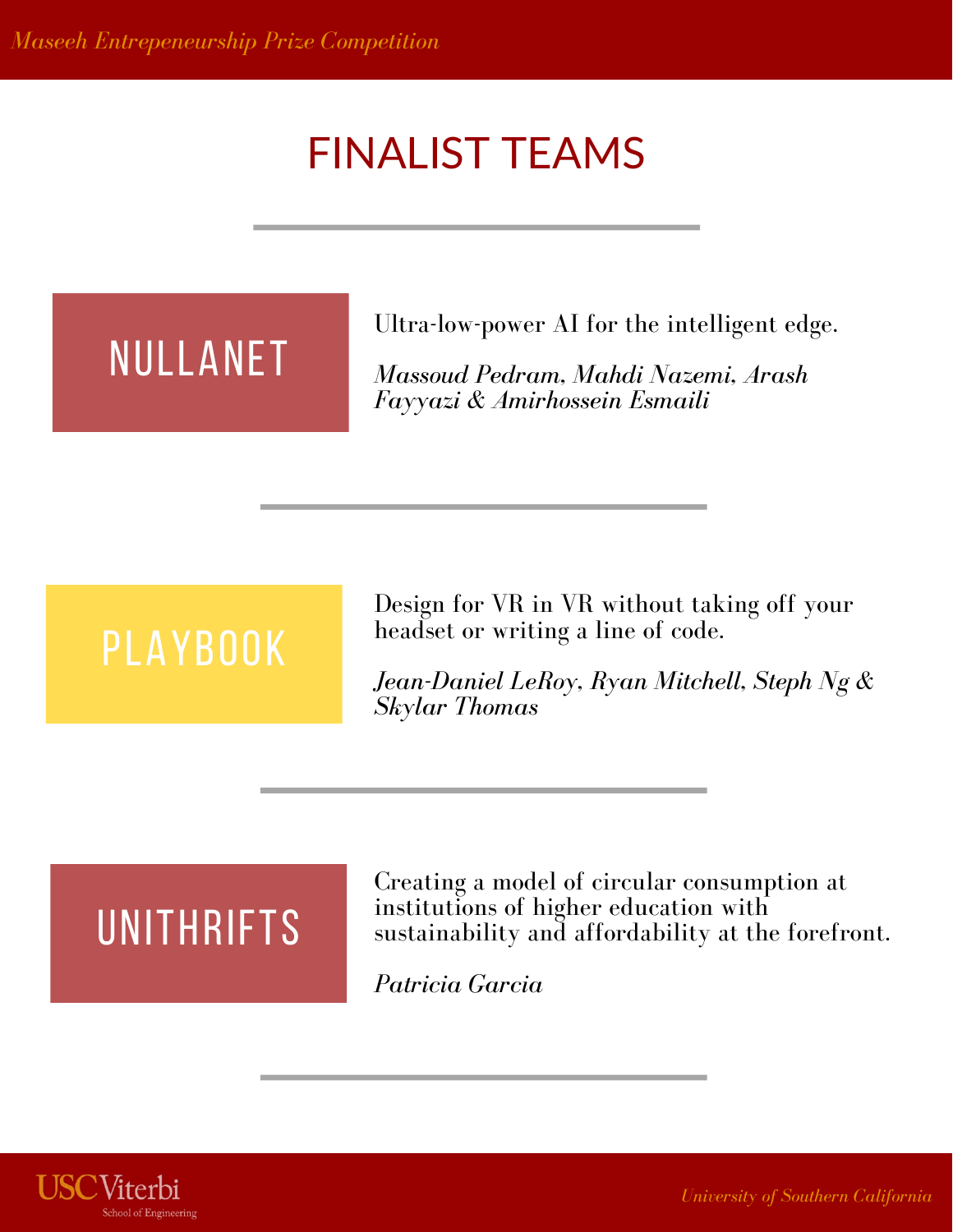# FINALIST TEAMS

## NULLANET

Ultra-low-power AI for the intelligent edge.

*Massoud Pedram, Mahdi Nazemi, Arash Fayyazi & Amirhossein Esmaili*

## PLAYBOOK

Design for VR in VR without taking off your headset or writing a line of code.

*Jean-Daniel LeRoy, Ryan Mitchell, Steph Ng & Skylar Thomas*

## UNITHRIFTS

Creating a model of circular consumption at institutions of higher education with sustainability and affordability at the forefront.

*Patricia Garcia*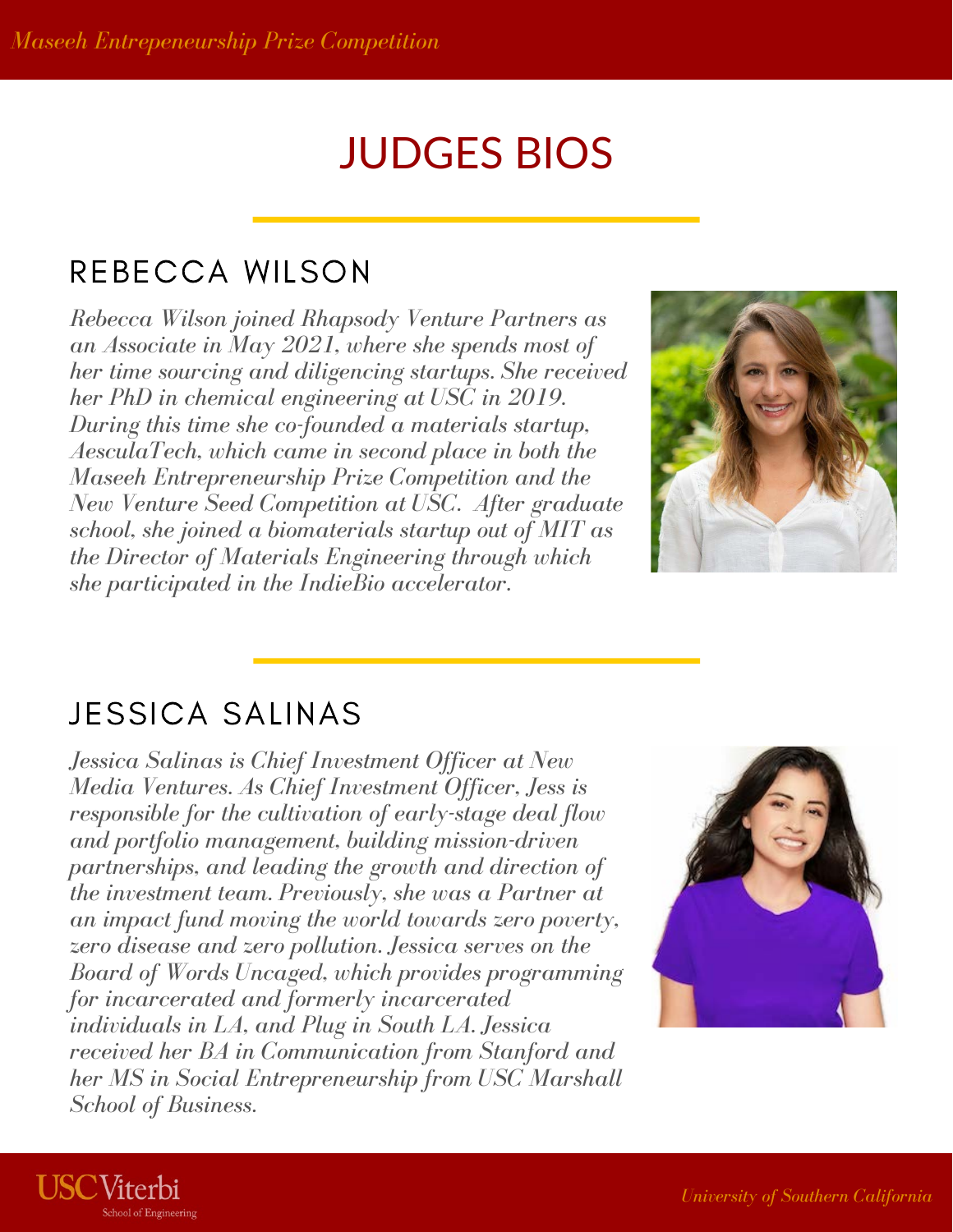# JUDGES BIOS

## REBECCA WILSON

*Rebecca Wilson joined Rhapsody Venture Partners as an Associate in May 2021, where she spends most of her time sourcing and diligencing startups. She received her PhD in chemical engineering at USC in 2019. During this time she co-founded a materials startup, AesculaTech, which came in second place in both the Maseeh Entrepreneurship Prize Competition and the New Venture Seed Competition at USC. After graduate school, she joined a biomaterials startup out of MIT as the Director of Materials Engineering through which she participated in the IndieBio accelerator.*

## JESSICA SALINAS

*Jessica Salinas is Chief Investment Officer at New Media Ventures. As Chief Investment Officer, Jess is responsible for the cultivation of early-stage deal flow and portfolio management, building mission-driven partnerships, and leading the growth and direction of the investment team. Previously, she was a Partner at an impact fund moving the world towards zero poverty, zero disease and zero pollution. Jessica serves on the Board of Words Uncaged, which provides programming for incarcerated and formerly incarcerated individuals in LA, and Plug in South LA. Jessica received her BA in Communication from Stanford and her MS in Social Entrepreneurship from USC Marshall School of Business.*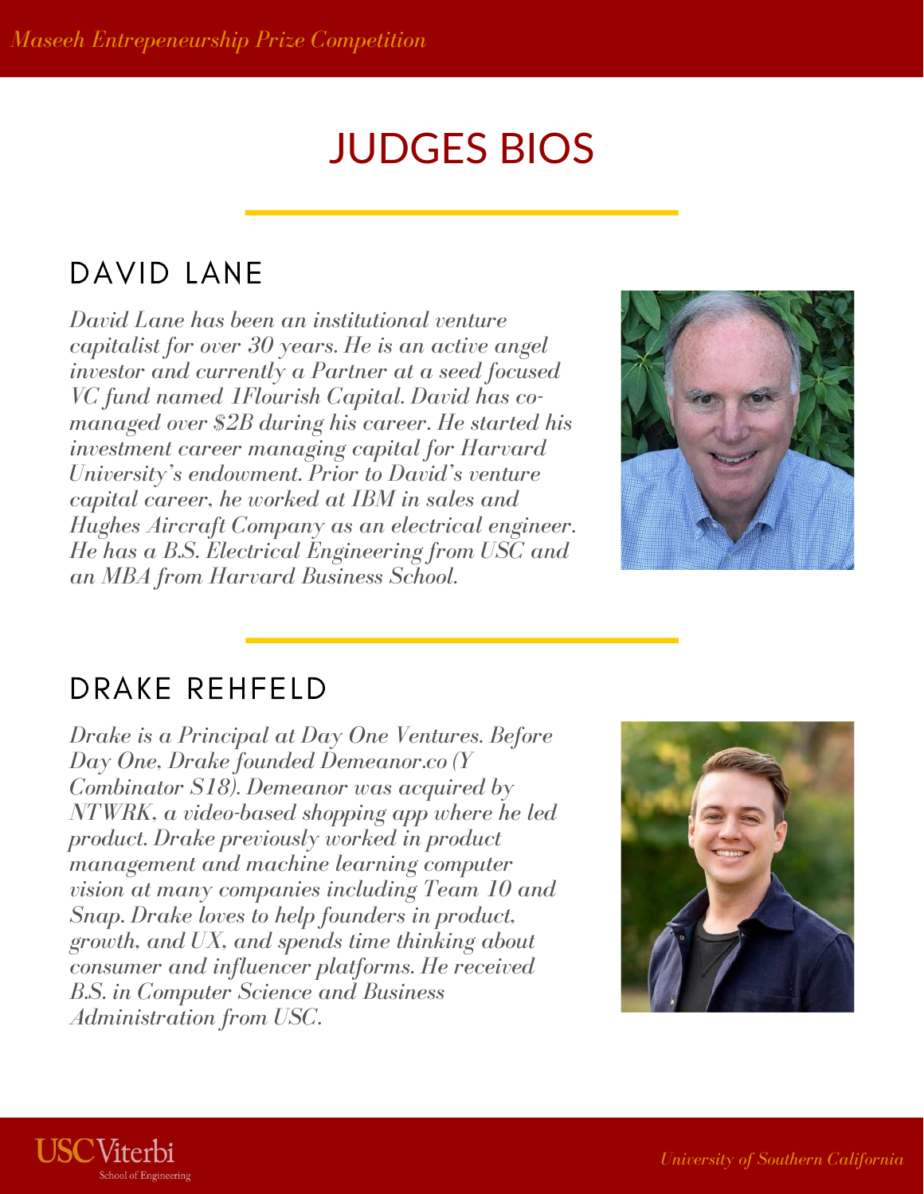# JUDGES BIOS

## DAVID LANE

*David Lane has been an institutional venture capitalist for over 30 years. He is an active angel investor and currently a Partner at a seed focused VC fund named 1Flourish Capital. David has co-managed over $2B during his career. He started his investment career managing capital for Harvard University's endowment. Prior to David's venture capital career, he worked at IBM in sales and Hughes Aircraft Company as an electrical engineer. He has a B.S. Electrical Engineering from USC and an MBA from Harvard Business School.*

## DRAKE REHFELD

*Drake is a Principal at Day One Ventures. Before Day One, Drake founded Demeanor.co (Y Combinator S18). Demeanor was acquired by NTWRK, a video-based shopping app where he led product. Drake previously worked in product management and machine learning computer vision at many companies including Team 10 and Snap. Drake loves to help founders in product, growth, and UX, and spends time thinking about consumer and influencer platforms. He received B.S. in Computer Science and Business Administration from USC.*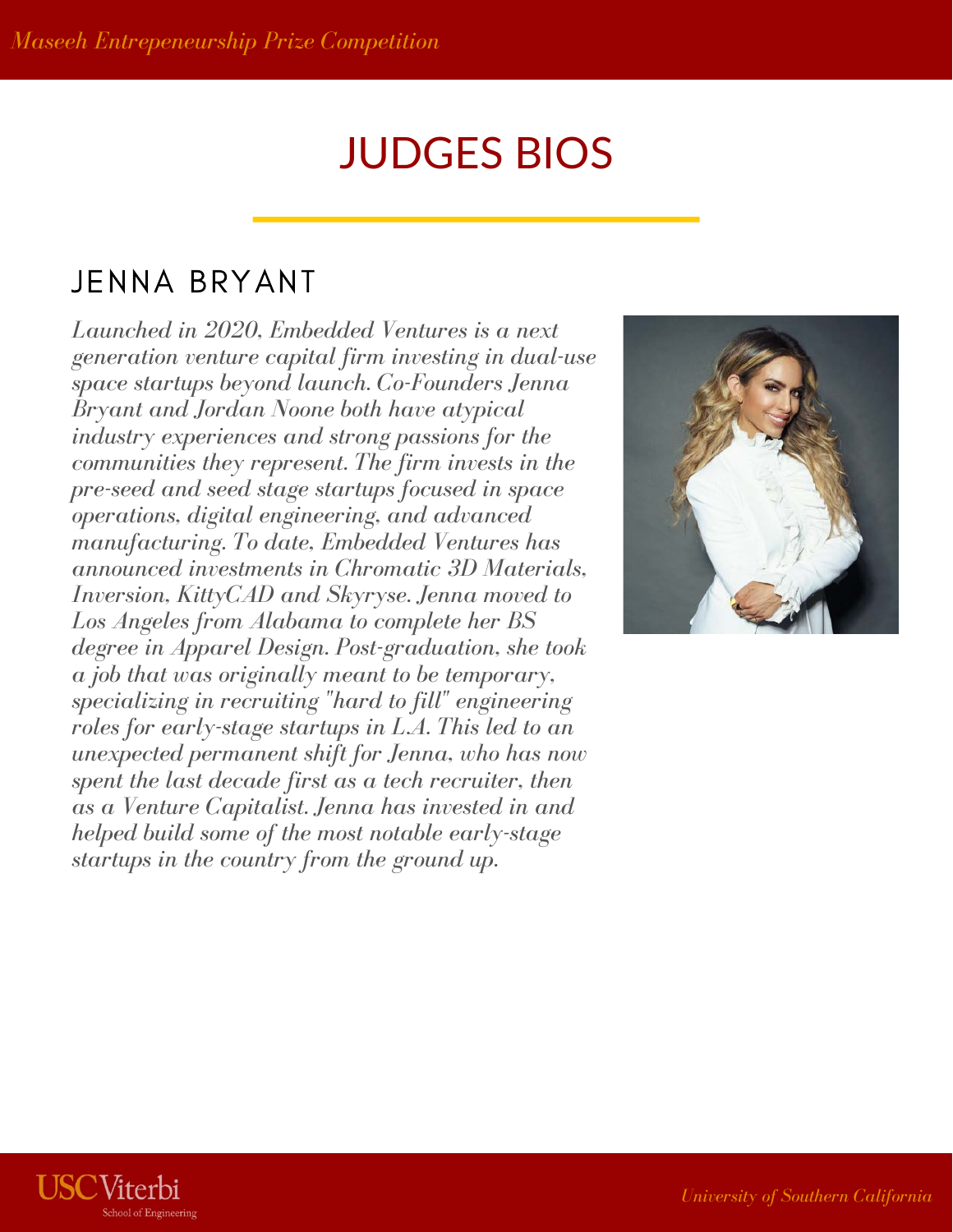# JUDGES BIOS

## JENNA BRYANT

*Launched in 2020, Embedded Ventures is a next generation venture capital firm investing in dual-use space startups beyond launch. Co-Founders Jenna Bryant and Jordan Noone both have atypical industry experiences and strong passions for the communities they represent. The firm invests in the pre-seed and seed stage startups focused in space operations, digital engineering, and advanced manufacturing. To date, Embedded Ventures has announced investments in Chromatic 3D Materials, Inversion, KittyCAD and Skyryse. Jenna moved to Los Angeles from Alabama to complete her BS degree in Apparel Design. Post-graduation, she took a job that was originally meant to be temporary, specializing in recruiting "hard to fill" engineering roles for early-stage startups in L.A. This led to an unexpected permanent shift for Jenna, who has now spent the last decade first as a tech recruiter, then as a Venture Capitalist. Jenna has invested in and helped build some of the most notable early-stage startups in the country from the ground up.*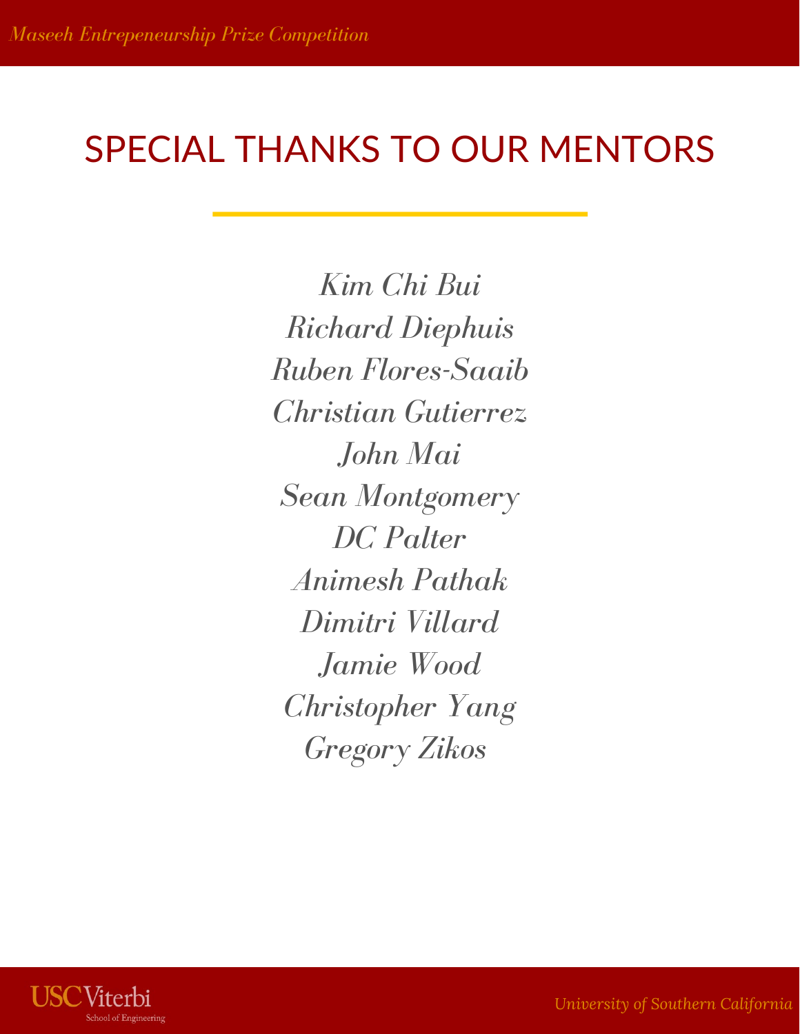# SPECIAL THANKS TO OUR MENTORS

*Kim Chi Bui*
*Richard Diephuis*
*Ruben Flores-Saaib*
*Christian Gutierrez*
*John Mai*
*Sean Montgomery*
*DC Palter*
*Animesh Pathak*
*Dimitri Villard*
*Jamie Wood*
*Christopher Yang*
*Gregory Zikos*